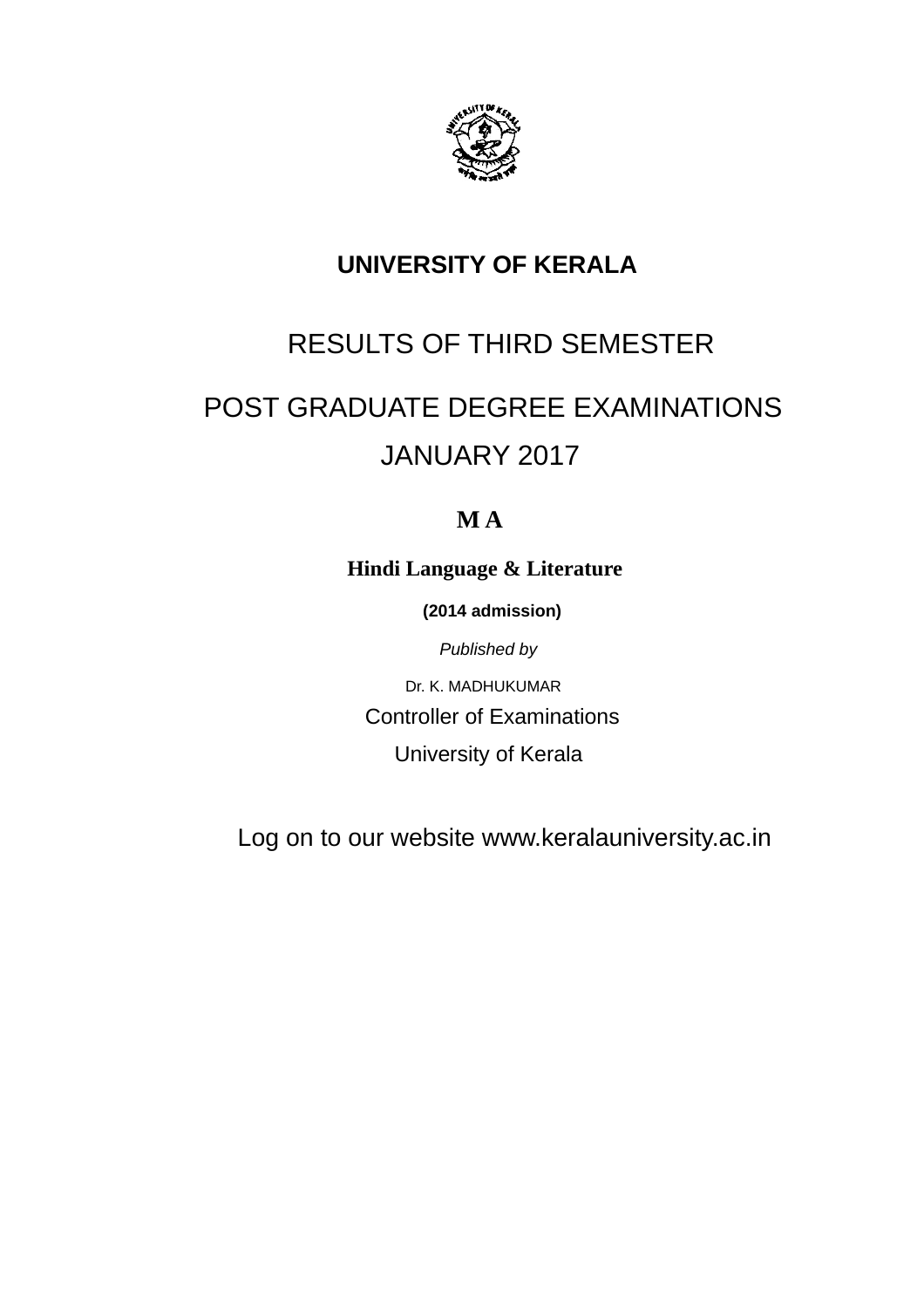# UNIVERSITY OF KERALA

## RESULTS OF THIRD SEMESTER

## POST GRADUATE DEGREE EXAMINATIONS
## JANUARY 2017

### M A

**Hindi Language & Literature**

**(2014 admission)**

*Published by*

Dr. K. MADHUKUMAR
Controller of Examinations
University of Kerala

Log on to our website www.keralauniversity.ac.in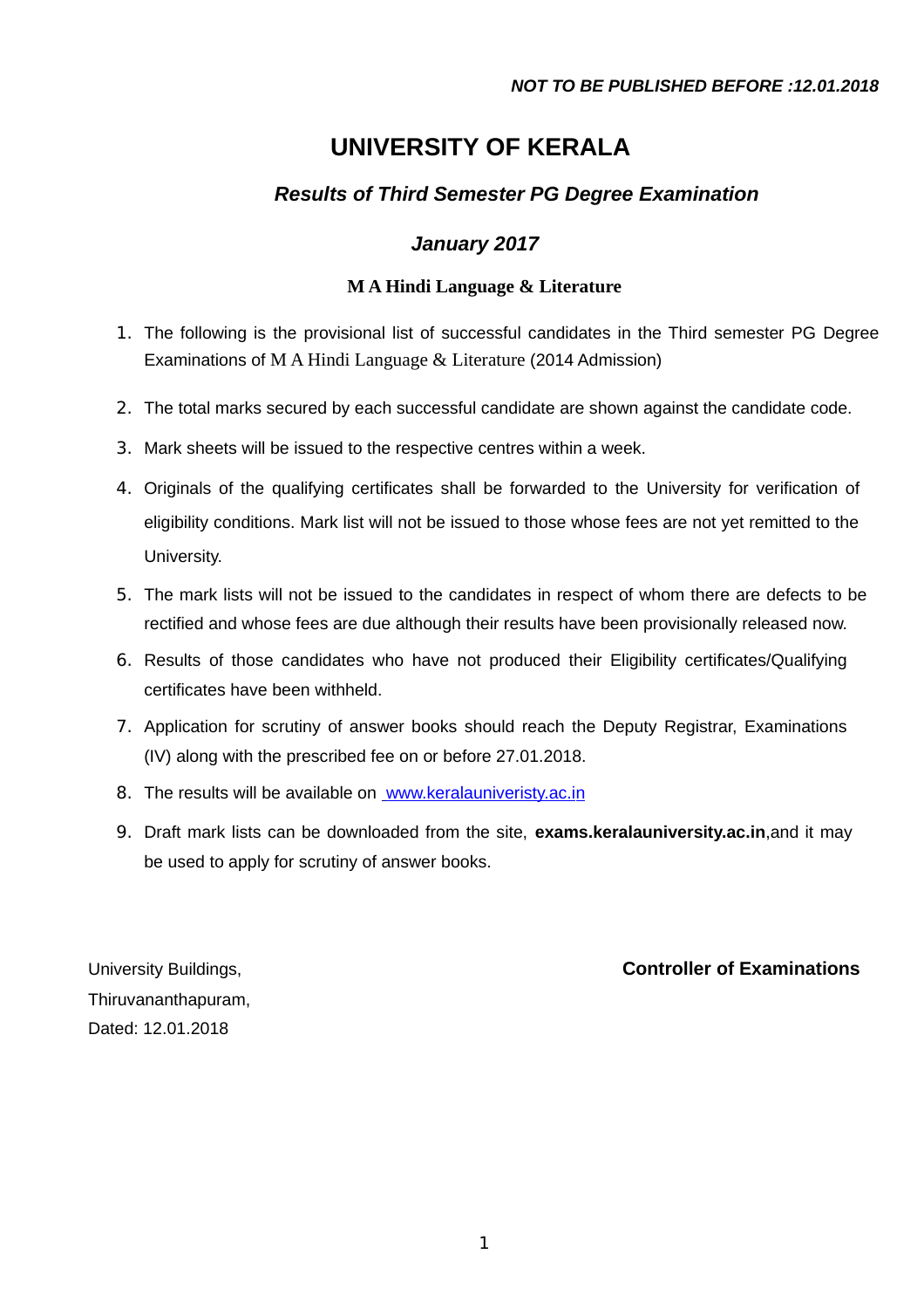*NOT TO BE PUBLISHED BEFORE :12.01.2018*

# UNIVERSITY OF KERALA

## *Results of Third Semester PG Degree Examination*

## *January 2017*

### M A Hindi Language & Literature

1. The following is the provisional list of successful candidates in the Third semester PG Degree Examinations of M A Hindi Language & Literature (2014 Admission)
2. The total marks secured by each successful candidate are shown against the candidate code.
3. Mark sheets will be issued to the respective centres within a week.
4. Originals of the qualifying certificates shall be forwarded to the University for verification of eligibility conditions. Mark list will not be issued to those whose fees are not yet remitted to the University.
5. The mark lists will not be issued to the candidates in respect of whom there are defects to be rectified and whose fees are due although their results have been provisionally released now.
6. Results of those candidates who have not produced their Eligibility certificates/Qualifying certificates have been withheld.
7. Application for scrutiny of answer books should reach the Deputy Registrar, Examinations (IV) along with the prescribed fee on or before 27.01.2018.
8. The results will be available on www.keralauniveristy.ac.in
9. Draft mark lists can be downloaded from the site, **exams.keralauniversity.ac.in**,and it may be used to apply for scrutiny of answer books.

University Buildings,
Thiruvananthapuram,
Dated: 12.01.2018

**Controller of Examinations**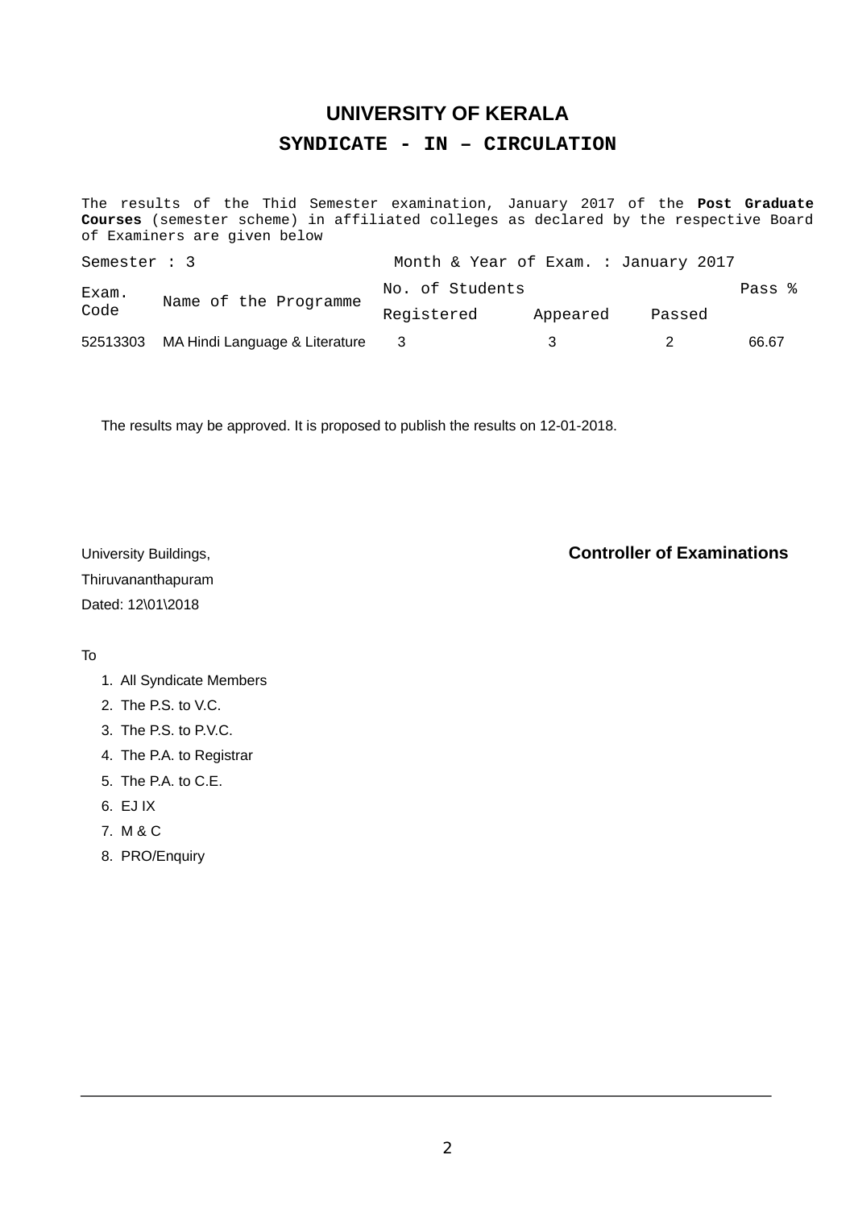# UNIVERSITY OF KERALA

## SYNDICATE - IN – CIRCULATION

The results of the Thid Semester examination, January 2017 of the **Post Graduate Courses** (semester scheme) in affiliated colleges as declared by the respective Board of Examiners are given below

Semester : 3 Month & Year of Exam. : January 2017

| Exam. Code | Name of the Programme | No. of Students | | | Pass % |
|---|---|---|---|---|---|
| | | Registered | Appeared | Passed | |
| 52513303 | MA Hindi Language & Literature | 3 | 3 | 2 | 66.67 |

The results may be approved. It is proposed to publish the results on 12-01-2018.

University Buildings,
Thiruvananthapuram
Dated: 12\01\2018

**Controller of Examinations**

To

1. All Syndicate Members
2. The P.S. to V.C.
3. The P.S. to P.V.C.
4. The P.A. to Registrar
5. The P.A. to C.E.
6. EJ IX
7. M & C
8. PRO/Enquiry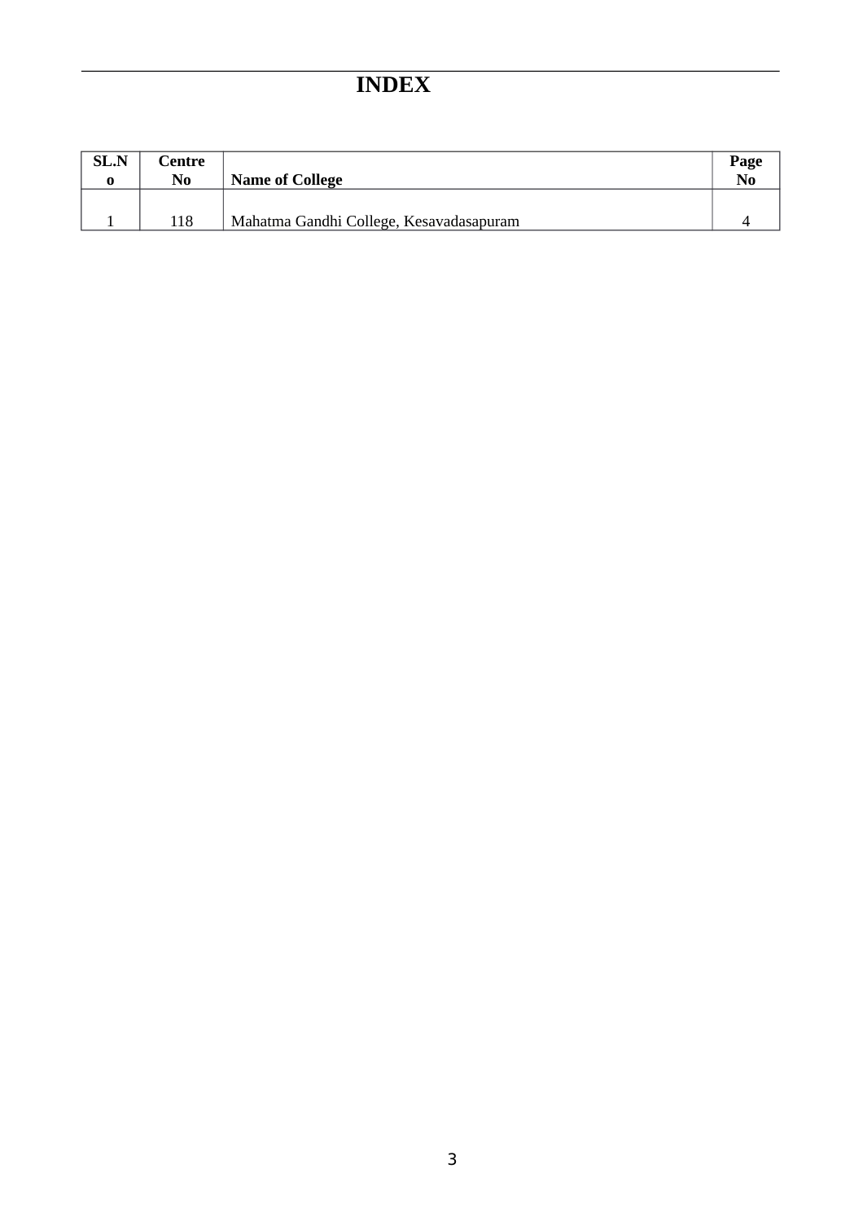# INDEX

| SL.No | Centre No | Name of College | Page No |
|---|---|---|---|
| 1 | 118 | Mahatma Gandhi College, Kesavadasapuram | 4 |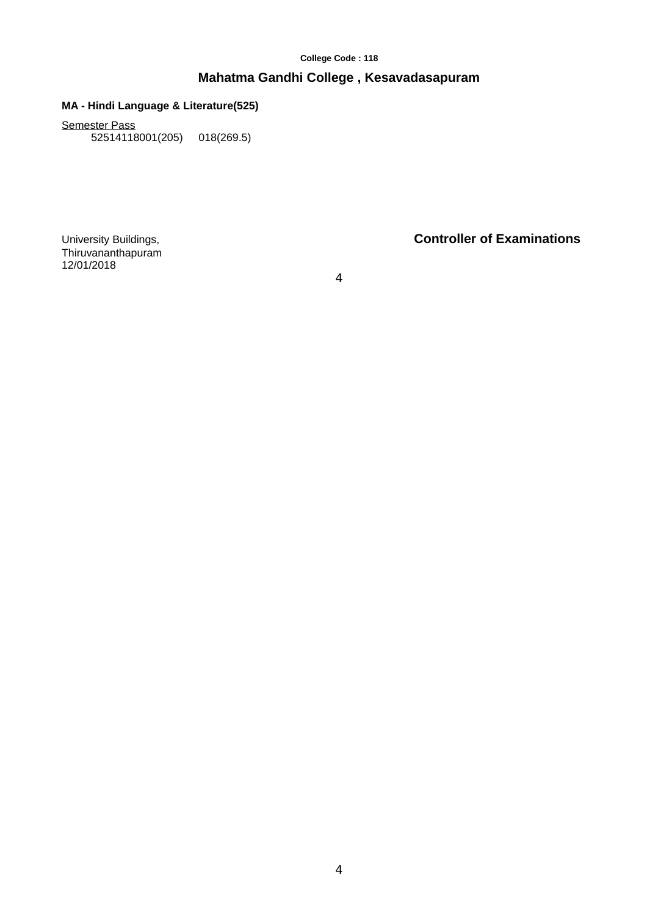**College Code : 118**

## Mahatma Gandhi College , Kesavadasapuram

**MA - Hindi Language & Literature(525)**

Semester Pass

52514118001(205)     018(269.5)

University Buildings,
Thiruvananthapuram
12/01/2018

**Controller of Examinations**